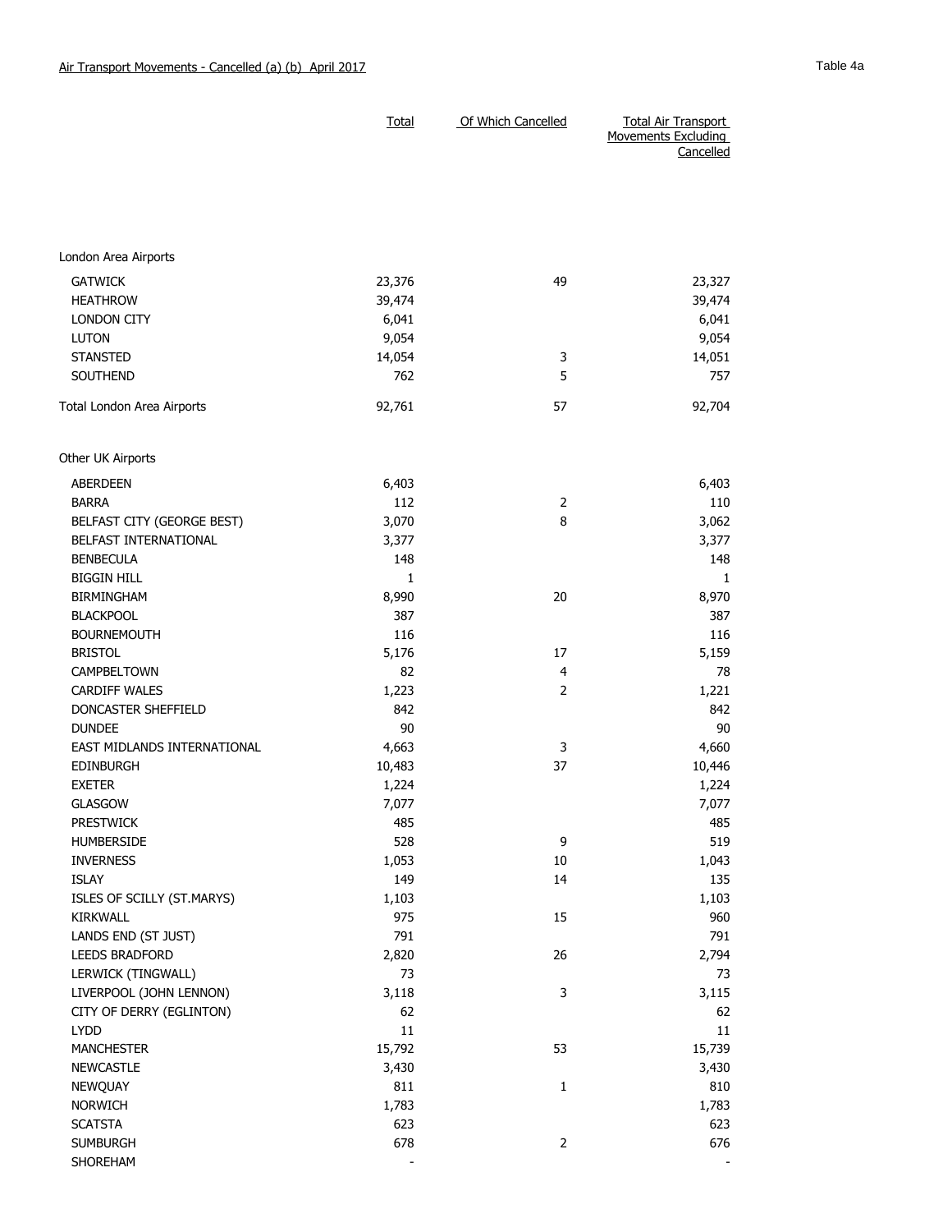Air Transport Movements - Cancelled (a) (b) April 2017

Table 4a

| | Total | Of Which Cancelled | Total Air Transport Movements Excluding Cancelled |
|---|---|---|---|
| **London Area Airports** | | | |
| GATWICK | 23,376 | 49 | 23,327 |
| HEATHROW | 39,474 | | 39,474 |
| LONDON CITY | 6,041 | | 6,041 |
| LUTON | 9,054 | | 9,054 |
| STANSTED | 14,054 | 3 | 14,051 |
| SOUTHEND | 762 | 5 | 757 |
| Total London Area Airports | 92,761 | 57 | 92,704 |
| **Other UK Airports** | | | |
| ABERDEEN | 6,403 | | 6,403 |
| BARRA | 112 | 2 | 110 |
| BELFAST CITY (GEORGE BEST) | 3,070 | 8 | 3,062 |
| BELFAST INTERNATIONAL | 3,377 | | 3,377 |
| BENBECULA | 148 | | 148 |
| BIGGIN HILL | 1 | | 1 |
| BIRMINGHAM | 8,990 | 20 | 8,970 |
| BLACKPOOL | 387 | | 387 |
| BOURNEMOUTH | 116 | | 116 |
| BRISTOL | 5,176 | 17 | 5,159 |
| CAMPBELTOWN | 82 | 4 | 78 |
| CARDIFF WALES | 1,223 | 2 | 1,221 |
| DONCASTER SHEFFIELD | 842 | | 842 |
| DUNDEE | 90 | | 90 |
| EAST MIDLANDS INTERNATIONAL | 4,663 | 3 | 4,660 |
| EDINBURGH | 10,483 | 37 | 10,446 |
| EXETER | 1,224 | | 1,224 |
| GLASGOW | 7,077 | | 7,077 |
| PRESTWICK | 485 | | 485 |
| HUMBERSIDE | 528 | 9 | 519 |
| INVERNESS | 1,053 | 10 | 1,043 |
| ISLAY | 149 | 14 | 135 |
| ISLES OF SCILLY (ST.MARYS) | 1,103 | | 1,103 |
| KIRKWALL | 975 | 15 | 960 |
| LANDS END (ST JUST) | 791 | | 791 |
| LEEDS BRADFORD | 2,820 | 26 | 2,794 |
| LERWICK (TINGWALL) | 73 | | 73 |
| LIVERPOOL (JOHN LENNON) | 3,118 | 3 | 3,115 |
| CITY OF DERRY (EGLINTON) | 62 | | 62 |
| LYDD | 11 | | 11 |
| MANCHESTER | 15,792 | 53 | 15,739 |
| NEWCASTLE | 3,430 | | 3,430 |
| NEWQUAY | 811 | 1 | 810 |
| NORWICH | 1,783 | | 1,783 |
| SCATSTA | 623 | | 623 |
| SUMBURGH | 678 | 2 | 676 |
| SHOREHAM | - | | - |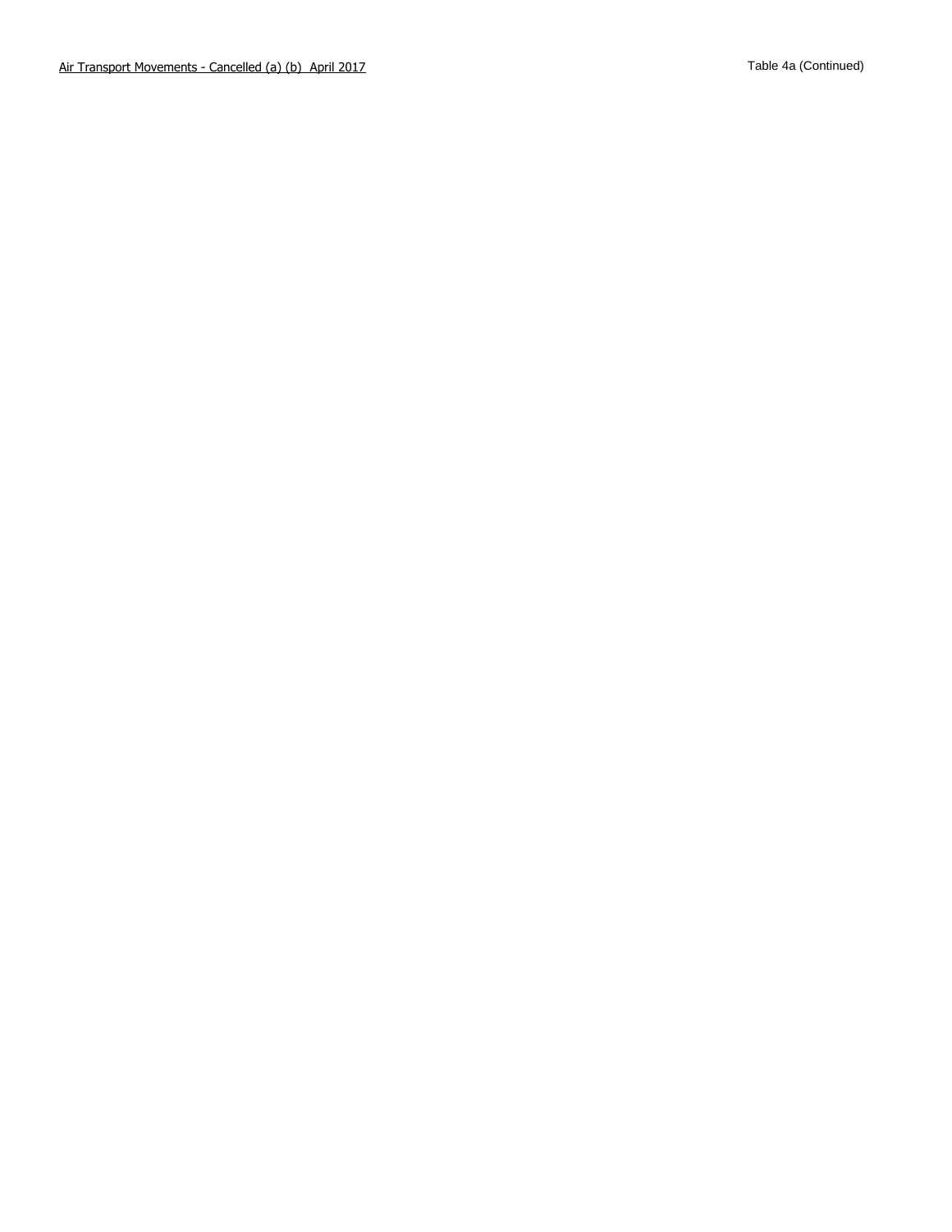Air Transport Movements - Cancelled (a) (b) April 2017

Table 4a (Continued)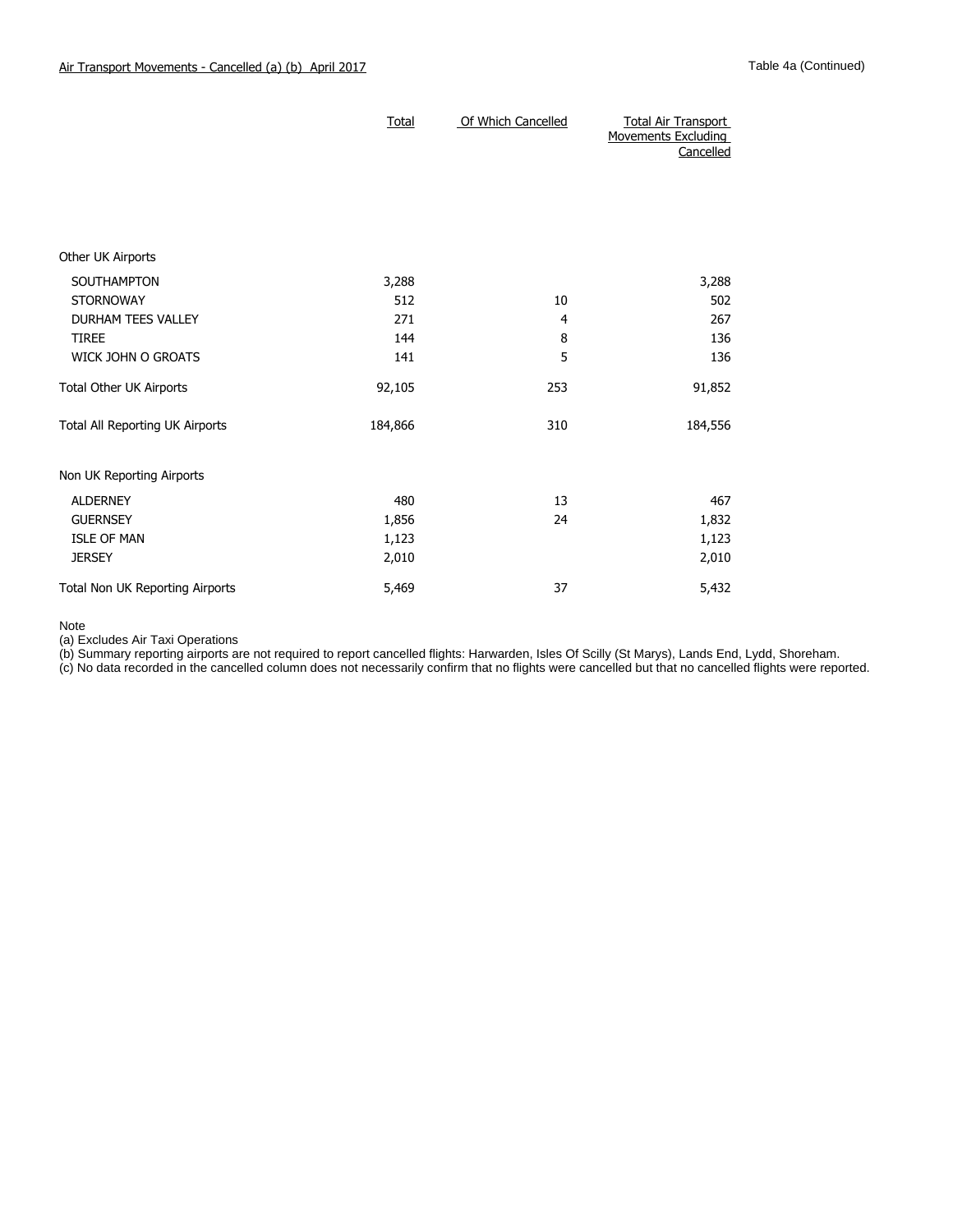Air Transport Movements - Cancelled (a) (b) April 2017

Table 4a (Continued)

| | Total | Of Which Cancelled | Total Air Transport Movements Excluding Cancelled |
|---|---|---|---|
| Other UK Airports | | | |
| SOUTHAMPTON | 3,288 | | 3,288 |
| STORNOWAY | 512 | 10 | 502 |
| DURHAM TEES VALLEY | 271 | 4 | 267 |
| TIREE | 144 | 8 | 136 |
| WICK JOHN O GROATS | 141 | 5 | 136 |
| Total Other UK Airports | 92,105 | 253 | 91,852 |
| Total All Reporting UK Airports | 184,866 | 310 | 184,556 |
| Non UK Reporting Airports | | | |
| ALDERNEY | 480 | 13 | 467 |
| GUERNSEY | 1,856 | 24 | 1,832 |
| ISLE OF MAN | 1,123 | | 1,123 |
| JERSEY | 2,010 | | 2,010 |
| Total Non UK Reporting Airports | 5,469 | 37 | 5,432 |

Note
(a) Excludes Air Taxi Operations
(b) Summary reporting airports are not required to report cancelled flights: Harwarden, Isles Of Scilly (St Marys), Lands End, Lydd, Shoreham.
(c) No data recorded in the cancelled column does not necessarily confirm that no flights were cancelled but that no cancelled flights were reported.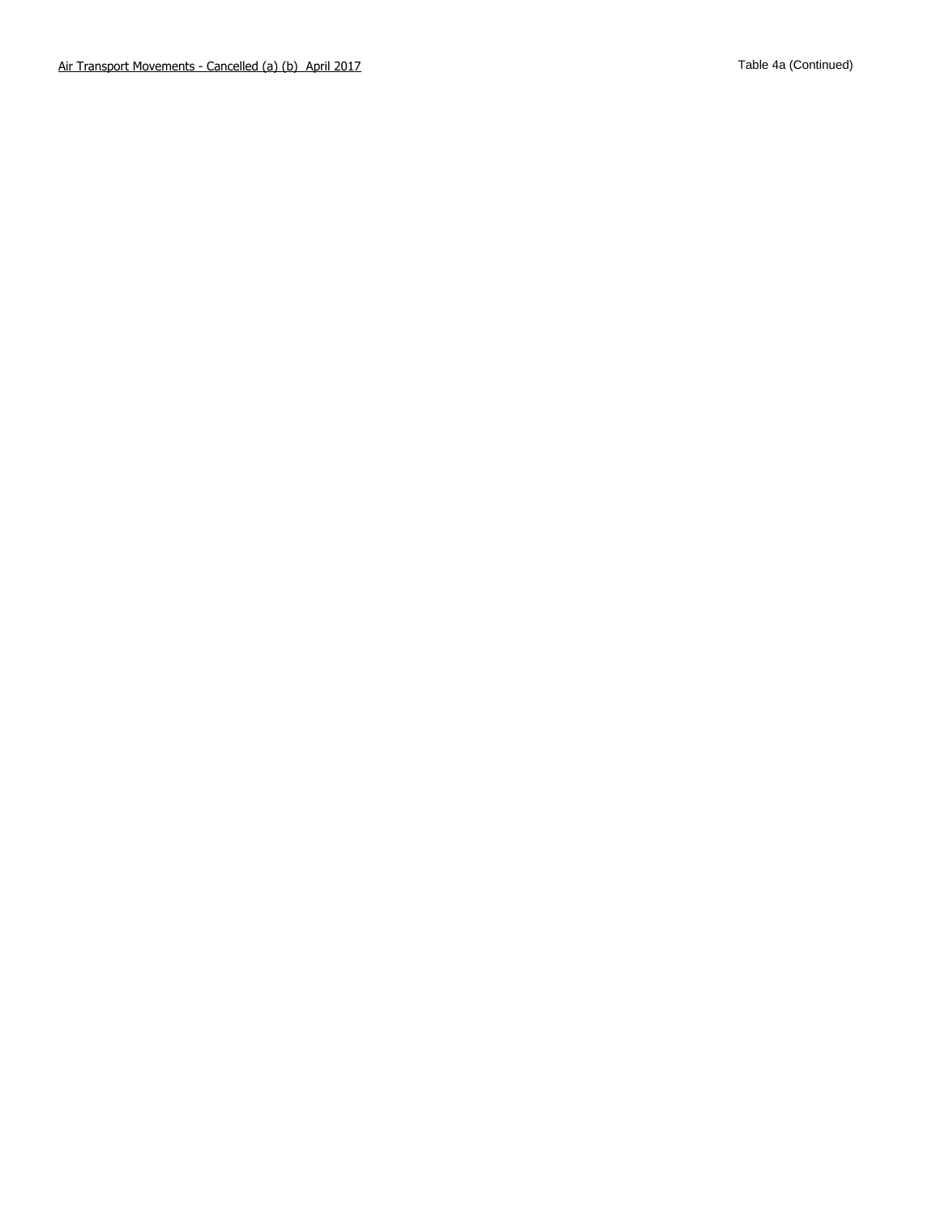Air Transport Movements - Cancelled (a) (b) April 2017

Table 4a (Continued)